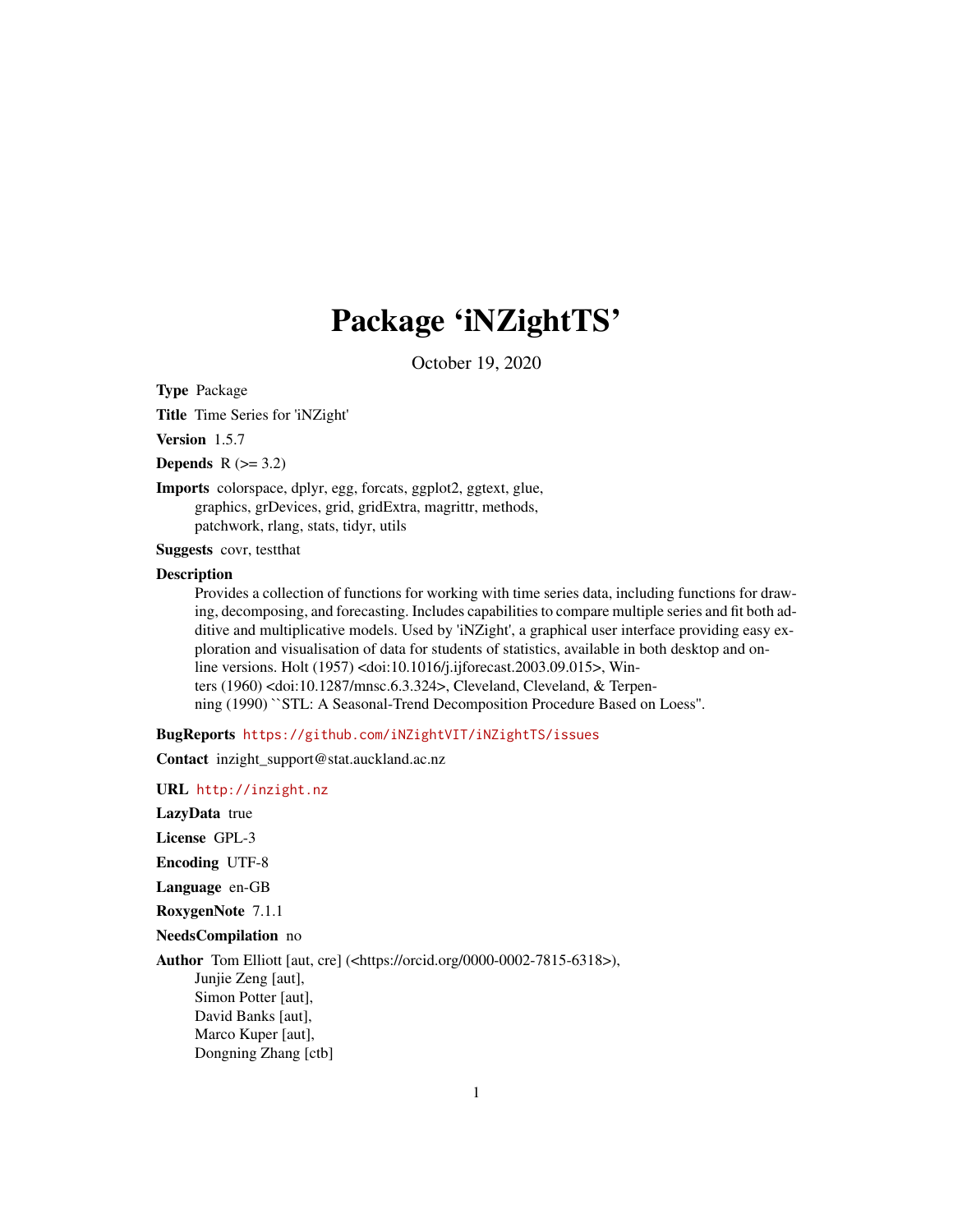# Package 'iNZightTS'

October 19, 2020

**Type** Package

**Title** Time Series for 'iNZight'

**Version** 1.5.7

**Depends** R (>= 3.2)

**Imports** colorspace, dplyr, egg, forcats, ggplot2, ggtext, glue, graphics, grDevices, grid, gridExtra, magrittr, methods, patchwork, rlang, stats, tidyr, utils

**Suggests** covr, testthat

**Description** Provides a collection of functions for working with time series data, including functions for drawing, decomposing, and forecasting. Includes capabilities to compare multiple series and fit both additive and multiplicative models. Used by 'iNZight', a graphical user interface providing easy exploration and visualisation of data for students of statistics, available in both desktop and online versions. Holt (1957) <doi:10.1016/j.ijforecast.2003.09.015>, Winters (1960) <doi:10.1287/mnsc.6.3.324>, Cleveland, Cleveland, & Terpenning (1990) ``STL: A Seasonal-Trend Decomposition Procedure Based on Loess''.

**BugReports** https://github.com/iNZightVIT/iNZightTS/issues

**Contact** inzight_support@stat.auckland.ac.nz

**URL** http://inzight.nz

**LazyData** true

**License** GPL-3

**Encoding** UTF-8

**Language** en-GB

**RoxygenNote** 7.1.1

**NeedsCompilation** no

**Author** Tom Elliott [aut, cre] (<https://orcid.org/0000-0002-7815-6318>), Junjie Zeng [aut], Simon Potter [aut], David Banks [aut], Marco Kuper [aut], Dongning Zhang [ctb]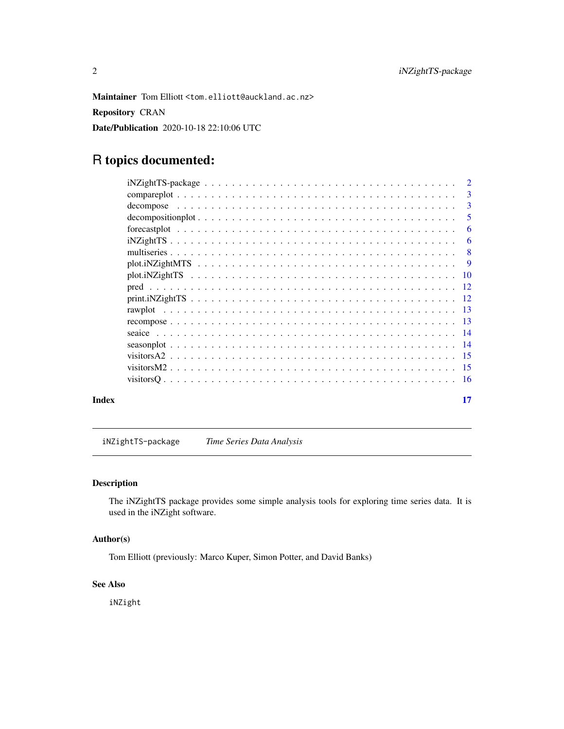**Maintainer** Tom Elliott <tom.elliott@auckland.ac.nz>

**Repository** CRAN

**Date/Publication** 2020-10-18 22:10:06 UTC

# R topics documented:

| | |
|---|---|
| iNZightTS-package | 2 |
| compareplot | 3 |
| decompose | 3 |
| decompositionplot | 5 |
| forecastplot | 6 |
| iNZightTS | 6 |
| multiseries | 8 |
| plot.iNZightMTS | 9 |
| plot.iNZightTS | 10 |
| pred | 12 |
| print.iNZightTS | 12 |
| rawplot | 13 |
| recompose | 13 |
| seaice | 14 |
| seasonplot | 14 |
| visitorsA2 | 15 |
| visitorsM2 | 15 |
| visitorsQ | 16 |
| **Index** | **17** |

---

`iNZightTS-package` *Time Series Data Analysis*

---

## Description

The iNZightTS package provides some simple analysis tools for exploring time series data. It is used in the iNZight software.

## Author(s)

Tom Elliott (previously: Marco Kuper, Simon Potter, and David Banks)

## See Also

`iNZight`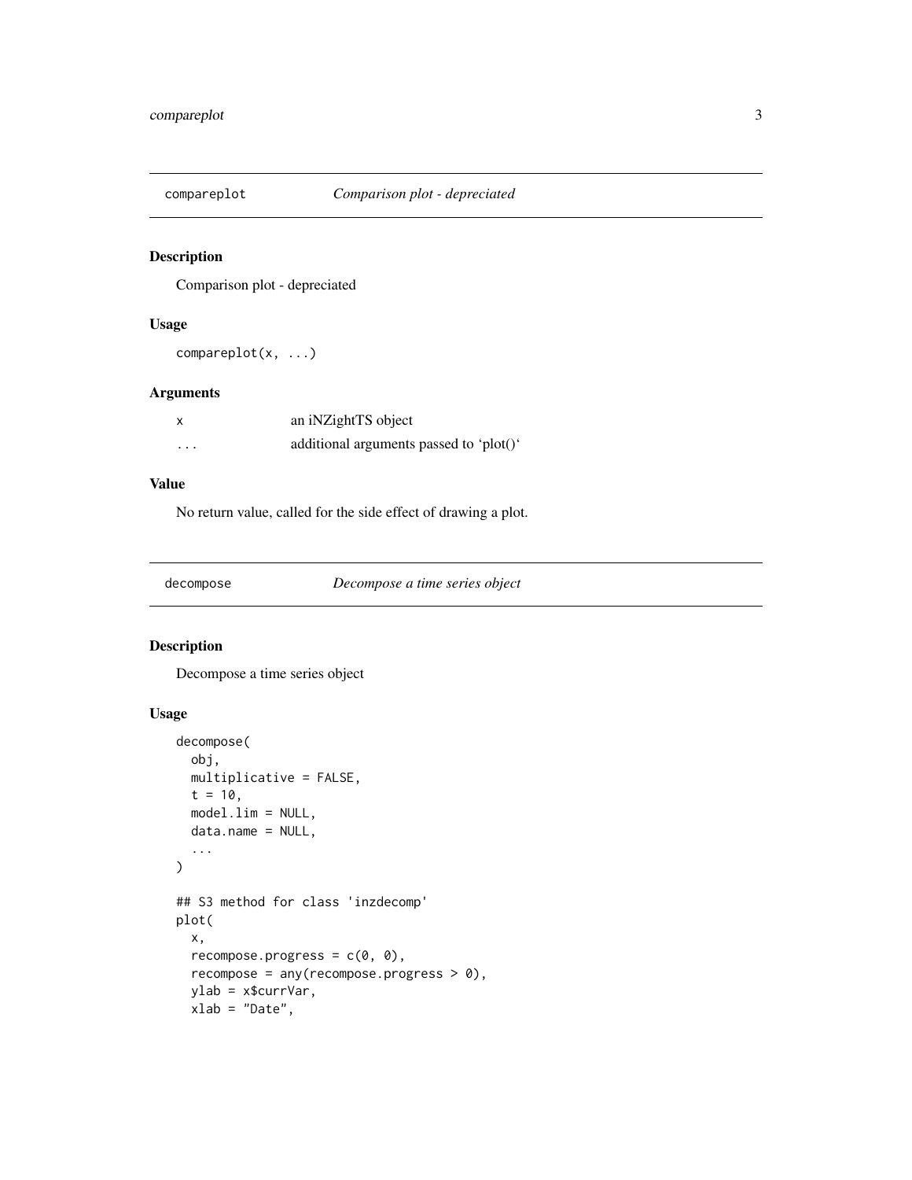## compareplot — *Comparison plot - depreciated*

### Description

Comparison plot - depreciated

### Usage

```
compareplot(x, ...)
```

### Arguments

| | |
|---|---|
| x | an iNZightTS object |
| ... | additional arguments passed to ‘plot()‘ |

### Value

No return value, called for the side effect of drawing a plot.

## decompose — *Decompose a time series object*

### Description

Decompose a time series object

### Usage

```
decompose(
  obj,
  multiplicative = FALSE,
  t = 10,
  model.lim = NULL,
  data.name = NULL,
  ...
)

## S3 method for class 'inzdecomp'
plot(
  x,
  recompose.progress = c(0, 0),
  recompose = any(recompose.progress > 0),
  ylab = x$currVar,
  xlab = "Date",
```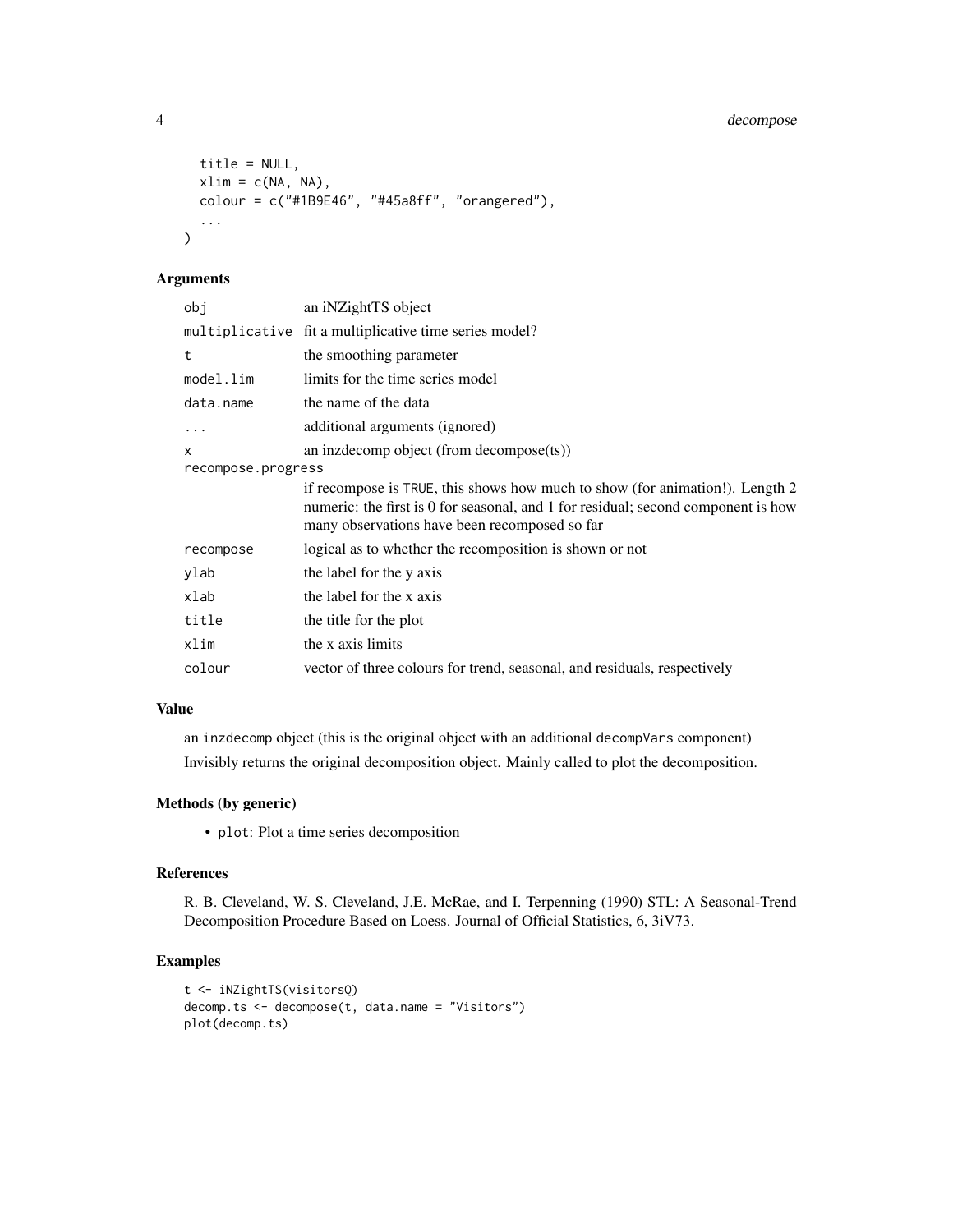```
  title = NULL,
  xlim = c(NA, NA),
  colour = c("#1B9E46", "#45a8ff", "orangered"),
  ...
)
```

### Arguments

| | |
|---|---|
| `obj` | an iNZightTS object |
| `multiplicative` | fit a multiplicative time series model? |
| `t` | the smoothing parameter |
| `model.lim` | limits for the time series model |
| `data.name` | the name of the data |
| `...` | additional arguments (ignored) |
| `x` | an inzdecomp object (from decompose(ts)) |
| `recompose.progress` | if recompose is `TRUE`, this shows how much to show (for animation!). Length 2 numeric: the first is 0 for seasonal, and 1 for residual; second component is how many observations have been recomposed so far |
| `recompose` | logical as to whether the recomposition is shown or not |
| `ylab` | the label for the y axis |
| `xlab` | the label for the x axis |
| `title` | the title for the plot |
| `xlim` | the x axis limits |
| `colour` | vector of three colours for trend, seasonal, and residuals, respectively |

### Value

an `inzdecomp` object (this is the original object with an additional `decompVars` component)

Invisibly returns the original decomposition object. Mainly called to plot the decomposition.

### Methods (by generic)

- `plot`: Plot a time series decomposition

### References

R. B. Cleveland, W. S. Cleveland, J.E. McRae, and I. Terpenning (1990) STL: A Seasonal-Trend Decomposition Procedure Based on Loess. Journal of Official Statistics, 6, 3iV73.

### Examples

```
t <- iNZightTS(visitorsQ)
decomp.ts <- decompose(t, data.name = "Visitors")
plot(decomp.ts)
```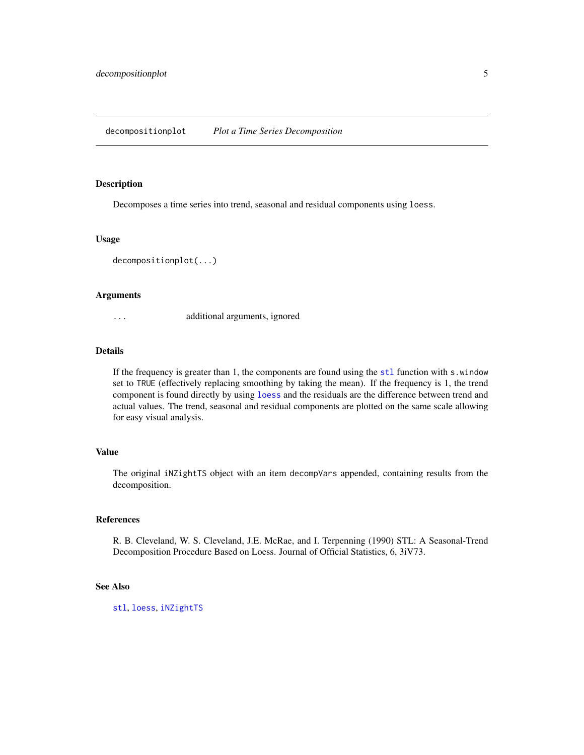# decompositionplot — *Plot a Time Series Decomposition*

## Description

Decomposes a time series into trend, seasonal and residual components using `loess`.

## Usage

```
decompositionplot(...)
```

## Arguments

| | |
|---|---|
| `...` | additional arguments, ignored |

## Details

If the frequency is greater than 1, the components are found using the `stl` function with `s.window` set to `TRUE` (effectively replacing smoothing by taking the mean). If the frequency is 1, the trend component is found directly by using `loess` and the residuals are the difference between trend and actual values. The trend, seasonal and residual components are plotted on the same scale allowing for easy visual analysis.

## Value

The original `iNZightTS` object with an item `decompVars` appended, containing results from the decomposition.

## References

R. B. Cleveland, W. S. Cleveland, J.E. McRae, and I. Terpenning (1990) STL: A Seasonal-Trend Decomposition Procedure Based on Loess. Journal of Official Statistics, 6, 3iV73.

## See Also

`stl`, `loess`, `iNZightTS`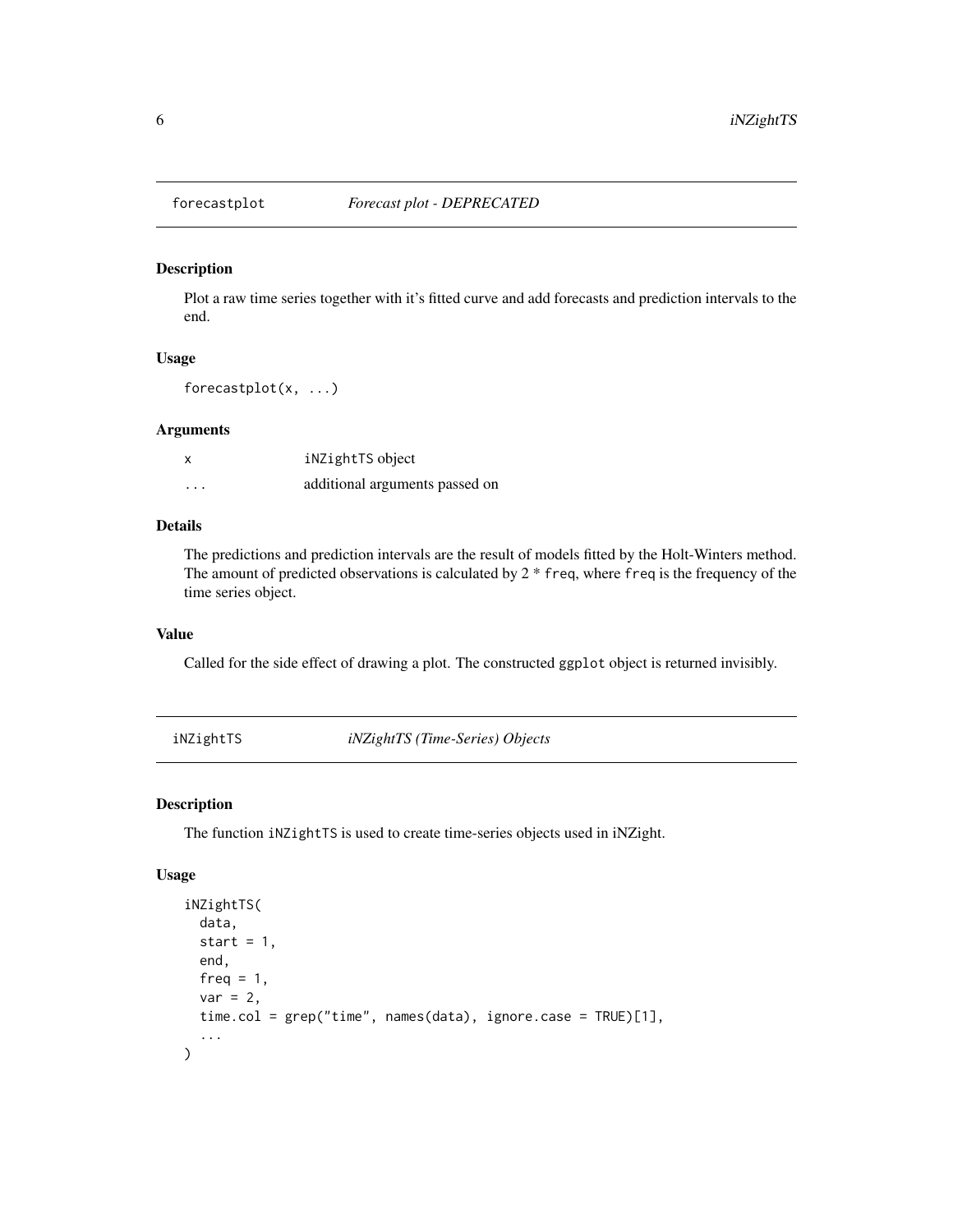## forecastplot &nbsp;&nbsp;&nbsp; *Forecast plot - DEPRECATED*

### Description

Plot a raw time series together with it's fitted curve and add forecasts and prediction intervals to the end.

### Usage

```
forecastplot(x, ...)
```

### Arguments

| | |
|---|---|
| x | iNZightTS object |
| ... | additional arguments passed on |

### Details

The predictions and prediction intervals are the result of models fitted by the Holt-Winters method. The amount of predicted observations is calculated by 2 * `freq`, where `freq` is the frequency of the time series object.

### Value

Called for the side effect of drawing a plot. The constructed `ggplot` object is returned invisibly.

## iNZightTS &nbsp;&nbsp;&nbsp; *iNZightTS (Time-Series) Objects*

### Description

The function `iNZightTS` is used to create time-series objects used in iNZight.

### Usage

```
iNZightTS(
  data,
  start = 1,
  end,
  freq = 1,
  var = 2,
  time.col = grep("time", names(data), ignore.case = TRUE)[1],
  ...
)
```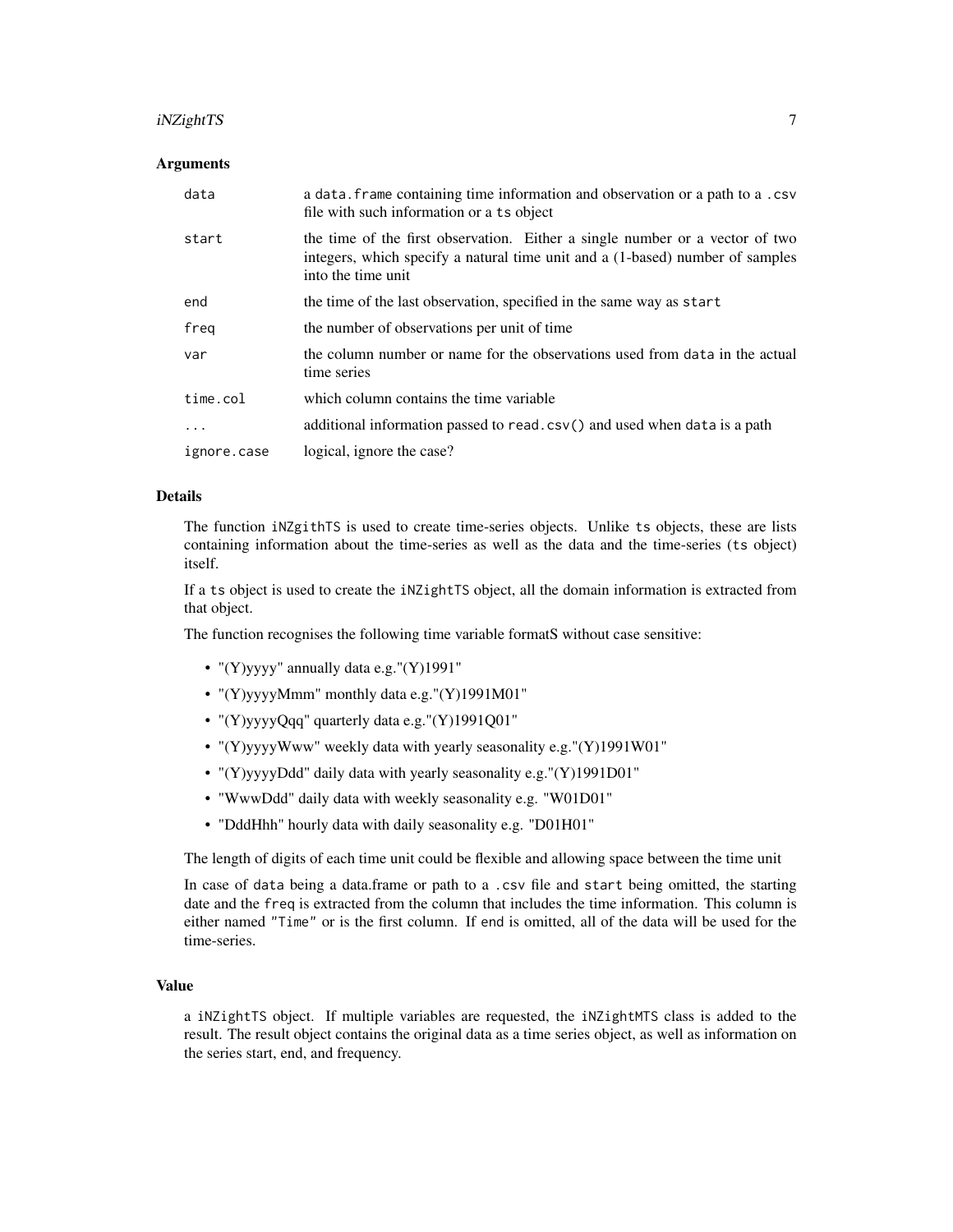### Arguments

| | |
|---|---|
| `data` | a `data.frame` containing time information and observation or a path to a `.csv` file with such information or a `ts` object |
| `start` | the time of the first observation. Either a single number or a vector of two integers, which specify a natural time unit and a (1-based) number of samples into the time unit |
| `end` | the time of the last observation, specified in the same way as `start` |
| `freq` | the number of observations per unit of time |
| `var` | the column number or name for the observations used from `data` in the actual time series |
| `time.col` | which column contains the time variable |
| `...` | additional information passed to `read.csv()` and used when `data` is a path |
| `ignore.case` | logical, ignore the case? |

### Details

The function `iNZgithTS` is used to create time-series objects. Unlike `ts` objects, these are lists containing information about the time-series as well as the data and the time-series (`ts` object) itself.

If a `ts` object is used to create the `iNZightTS` object, all the domain information is extracted from that object.

The function recognises the following time variable formatS without case sensitive:

- "(Y)yyyy" annually data e.g."(Y)1991"
- "(Y)yyyyMmm" monthly data e.g."(Y)1991M01"
- "(Y)yyyyQqq" quarterly data e.g."(Y)1991Q01"
- "(Y)yyyyWww" weekly data with yearly seasonality e.g."(Y)1991W01"
- "(Y)yyyyDdd" daily data with yearly seasonality e.g."(Y)1991D01"
- "WwwDdd" daily data with weekly seasonality e.g. "W01D01"
- "DddHhh" hourly data with daily seasonality e.g. "D01H01"

The length of digits of each time unit could be flexible and allowing space between the time unit

In case of `data` being a data.frame or path to a `.csv` file and `start` being omitted, the starting date and the `freq` is extracted from the column that includes the time information. This column is either named `"Time"` or is the first column. If `end` is omitted, all of the data will be used for the time-series.

### Value

a `iNZightTS` object. If multiple variables are requested, the `iNZightMTS` class is added to the result. The result object contains the original data as a time series object, as well as information on the series start, end, and frequency.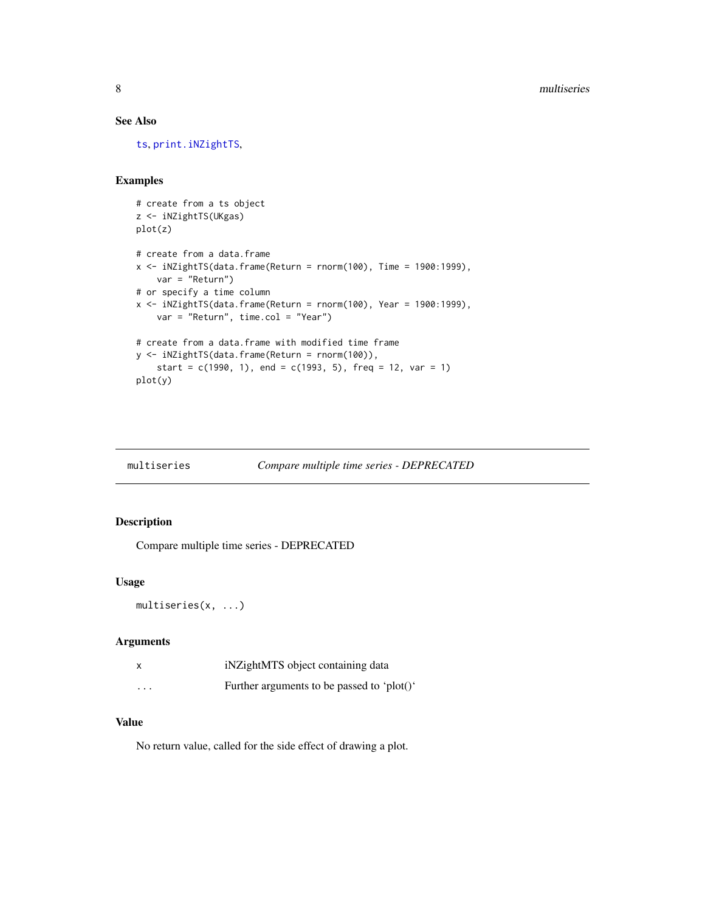### See Also

ts, print.iNZightTS,

### Examples

```
# create from a ts object
z <- iNZightTS(UKgas)
plot(z)

# create from a data.frame
x <- iNZightTS(data.frame(Return = rnorm(100), Time = 1900:1999),
    var = "Return")
# or specify a time column
x <- iNZightTS(data.frame(Return = rnorm(100), Year = 1900:1999),
    var = "Return", time.col = "Year")

# create from a data.frame with modified time frame
y <- iNZightTS(data.frame(Return = rnorm(100)),
    start = c(1990, 1), end = c(1993, 5), freq = 12, var = 1)
plot(y)
```

---

## multiseries — *Compare multiple time series - DEPRECATED*

### Description

Compare multiple time series - DEPRECATED

### Usage

```
multiseries(x, ...)
```

### Arguments

| | |
|---|---|
| x | iNZightMTS object containing data |
| ... | Further arguments to be passed to 'plot()' |

### Value

No return value, called for the side effect of drawing a plot.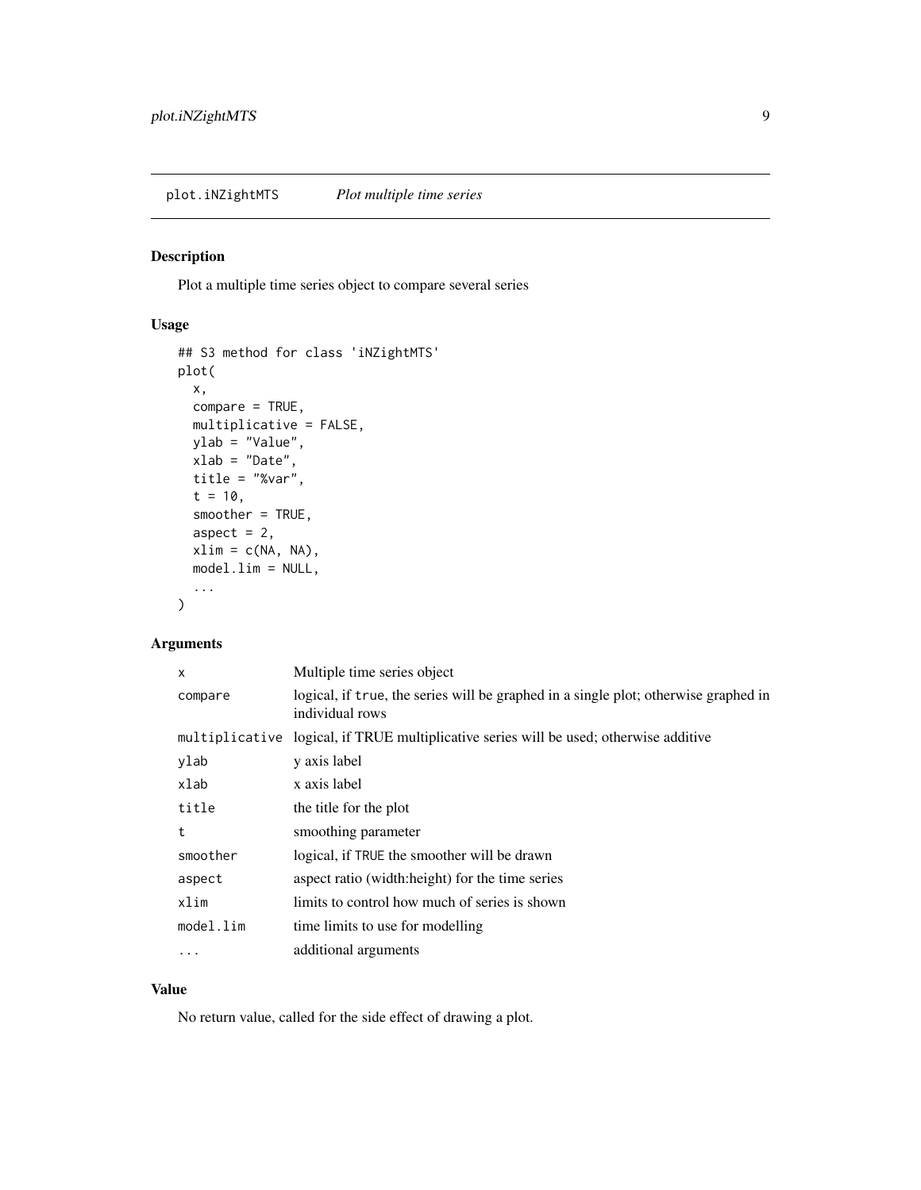plot.iNZightMTS *Plot multiple time series*

## Description

Plot a multiple time series object to compare several series

## Usage

```
## S3 method for class 'iNZightMTS'
plot(
  x,
  compare = TRUE,
  multiplicative = FALSE,
  ylab = "Value",
  xlab = "Date",
  title = "%var",
  t = 10,
  smoother = TRUE,
  aspect = 2,
  xlim = c(NA, NA),
  model.lim = NULL,
  ...
)
```

## Arguments

| | |
|---|---|
| `x` | Multiple time series object |
| `compare` | logical, if `true`, the series will be graphed in a single plot; otherwise graphed in individual rows |
| `multiplicative` | logical, if TRUE multiplicative series will be used; otherwise additive |
| `ylab` | y axis label |
| `xlab` | x axis label |
| `title` | the title for the plot |
| `t` | smoothing parameter |
| `smoother` | logical, if `TRUE` the smoother will be drawn |
| `aspect` | aspect ratio (width:height) for the time series |
| `xlim` | limits to control how much of series is shown |
| `model.lim` | time limits to use for modelling |
| `...` | additional arguments |

## Value

No return value, called for the side effect of drawing a plot.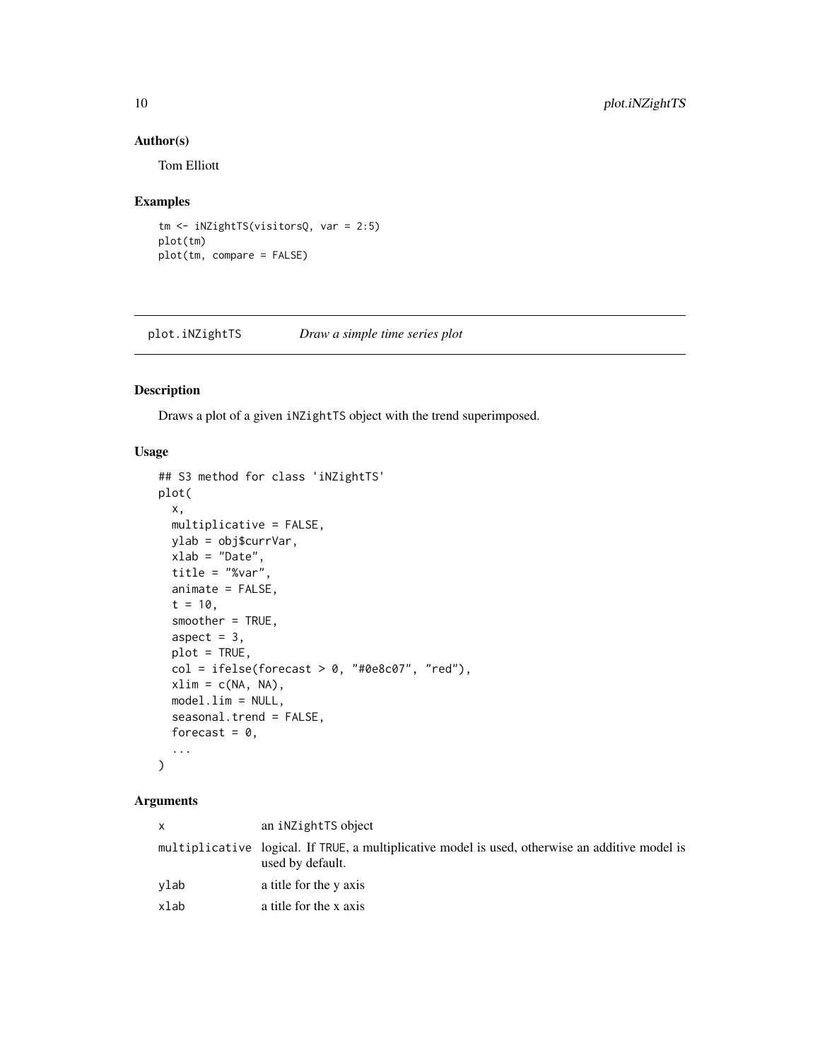### Author(s)

Tom Elliott

### Examples

```
tm <- iNZightTS(visitorsQ, var = 2:5)
plot(tm)
plot(tm, compare = FALSE)
```

---

## plot.iNZightTS *Draw a simple time series plot*

### Description

Draws a plot of a given iNZightTS object with the trend superimposed.

### Usage

```
## S3 method for class 'iNZightTS'
plot(
  x,
  multiplicative = FALSE,
  ylab = obj$currVar,
  xlab = "Date",
  title = "%var",
  animate = FALSE,
  t = 10,
  smoother = TRUE,
  aspect = 3,
  plot = TRUE,
  col = ifelse(forecast > 0, "#0e8c07", "red"),
  xlim = c(NA, NA),
  model.lim = NULL,
  seasonal.trend = FALSE,
  forecast = 0,
  ...
)
```

### Arguments

| | |
|---|---|
| x | an iNZightTS object |
| multiplicative | logical. If TRUE, a multiplicative model is used, otherwise an additive model is used by default. |
| ylab | a title for the y axis |
| xlab | a title for the x axis |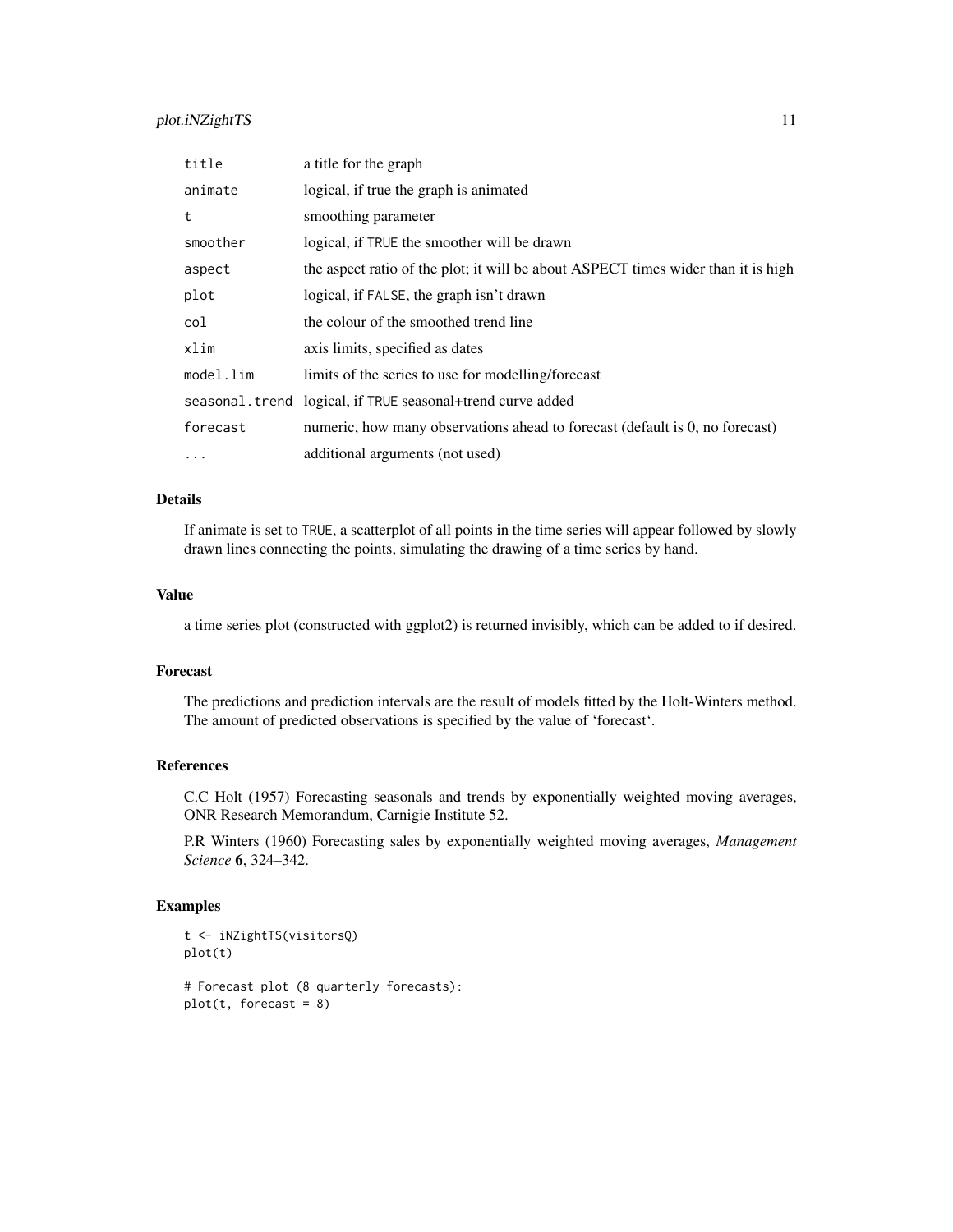| | |
|---|---|
| `title` | a title for the graph |
| `animate` | logical, if true the graph is animated |
| `t` | smoothing parameter |
| `smoother` | logical, if `TRUE` the smoother will be drawn |
| `aspect` | the aspect ratio of the plot; it will be about ASPECT times wider than it is high |
| `plot` | logical, if `FALSE`, the graph isn't drawn |
| `col` | the colour of the smoothed trend line |
| `xlim` | axis limits, specified as dates |
| `model.lim` | limits of the series to use for modelling/forecast |
| `seasonal.trend` | logical, if `TRUE` seasonal+trend curve added |
| `forecast` | numeric, how many observations ahead to forecast (default is 0, no forecast) |
| `...` | additional arguments (not used) |

### Details

If animate is set to `TRUE`, a scatterplot of all points in the time series will appear followed by slowly drawn lines connecting the points, simulating the drawing of a time series by hand.

### Value

a time series plot (constructed with ggplot2) is returned invisibly, which can be added to if desired.

### Forecast

The predictions and prediction intervals are the result of models fitted by the Holt-Winters method. The amount of predicted observations is specified by the value of 'forecast'.

### References

C.C Holt (1957) Forecasting seasonals and trends by exponentially weighted moving averages, ONR Research Memorandum, Carnigie Institute 52.

P.R Winters (1960) Forecasting sales by exponentially weighted moving averages, *Management Science* **6**, 324–342.

### Examples

```
t <- iNZightTS(visitorsQ)
plot(t)

# Forecast plot (8 quarterly forecasts):
plot(t, forecast = 8)
```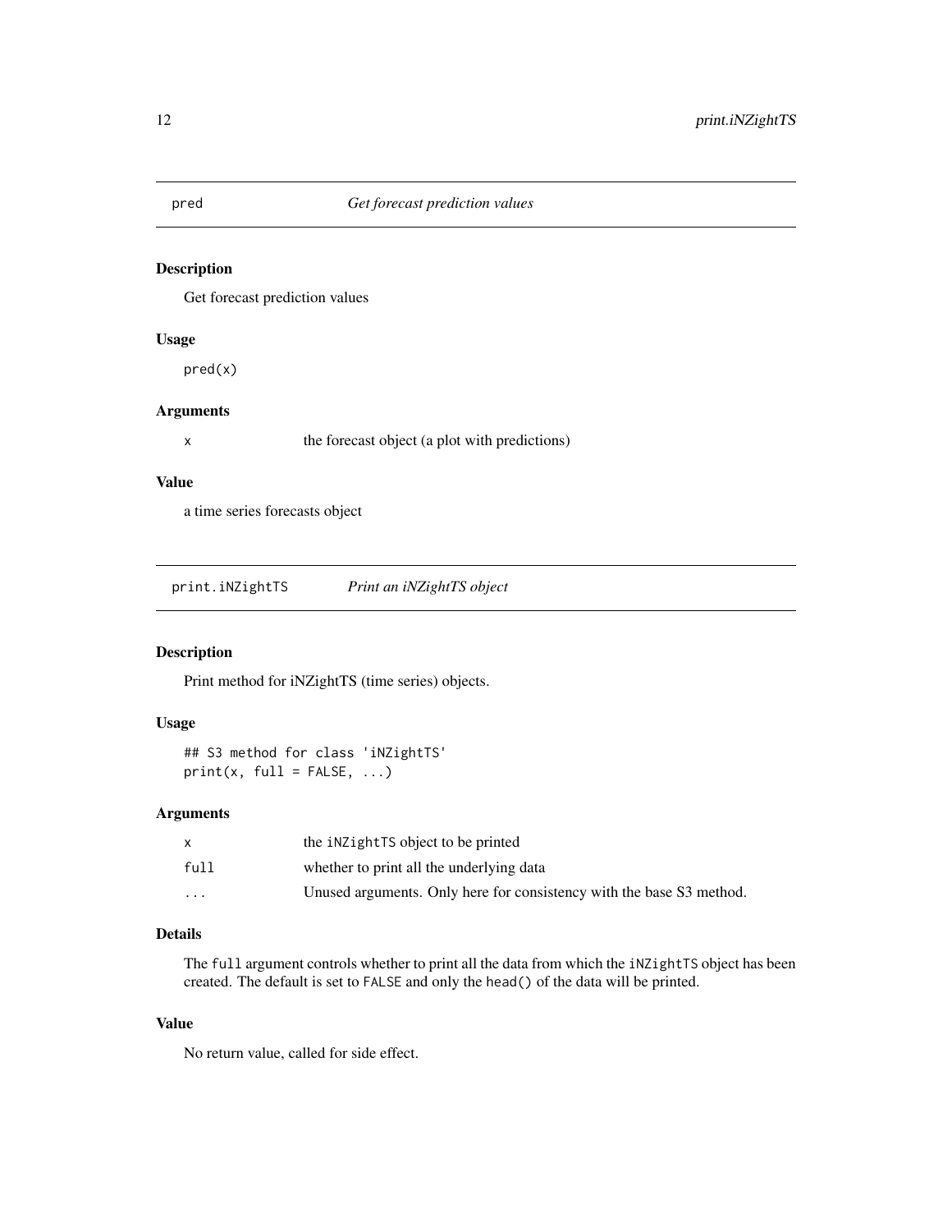## pred *Get forecast prediction values*

### Description

Get forecast prediction values

### Usage

```
pred(x)
```

### Arguments

| | |
|---|---|
| x | the forecast object (a plot with predictions) |

### Value

a time series forecasts object

## print.iNZightTS *Print an iNZightTS object*

### Description

Print method for iNZightTS (time series) objects.

### Usage

```
## S3 method for class 'iNZightTS'
print(x, full = FALSE, ...)
```

### Arguments

| | |
|---|---|
| x | the `iNZightTS` object to be printed |
| full | whether to print all the underlying data |
| ... | Unused arguments. Only here for consistency with the base S3 method. |

### Details

The `full` argument controls whether to print all the data from which the `iNZightTS` object has been created. The default is set to `FALSE` and only the `head()` of the data will be printed.

### Value

No return value, called for side effect.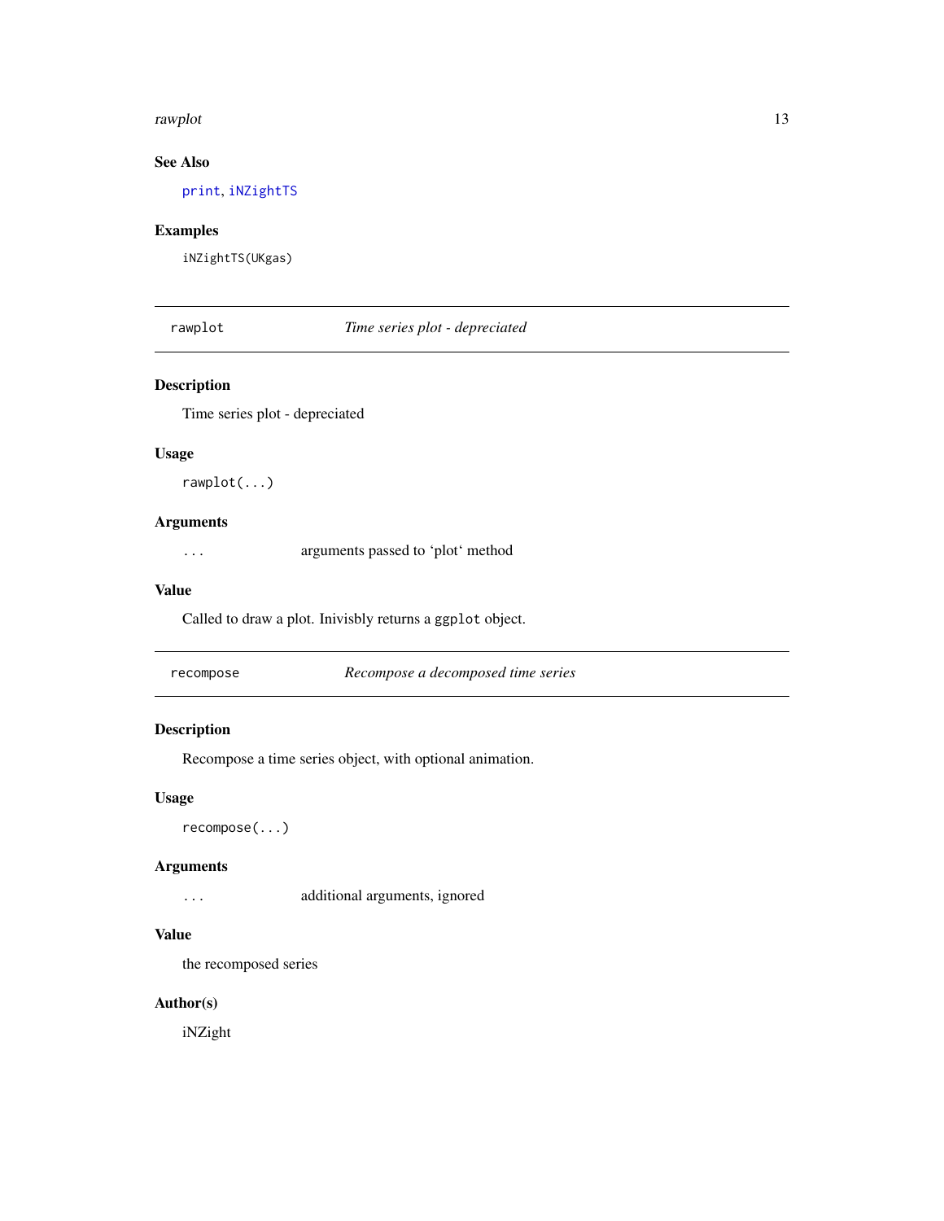## See Also

`print`, `iNZightTS`

## Examples

```
iNZightTS(UKgas)
```

---

`rawplot` *Time series plot - depreciated*

---

### Description

Time series plot - depreciated

### Usage

```
rawplot(...)
```

### Arguments

| | |
|---|---|
| `...` | arguments passed to ‘plot‘ method |

### Value

Called to draw a plot. Inivisbly returns a `ggplot` object.

---

`recompose` *Recompose a decomposed time series*

---

### Description

Recompose a time series object, with optional animation.

### Usage

```
recompose(...)
```

### Arguments

| | |
|---|---|
| `...` | additional arguments, ignored |

### Value

the recomposed series

### Author(s)

iNZight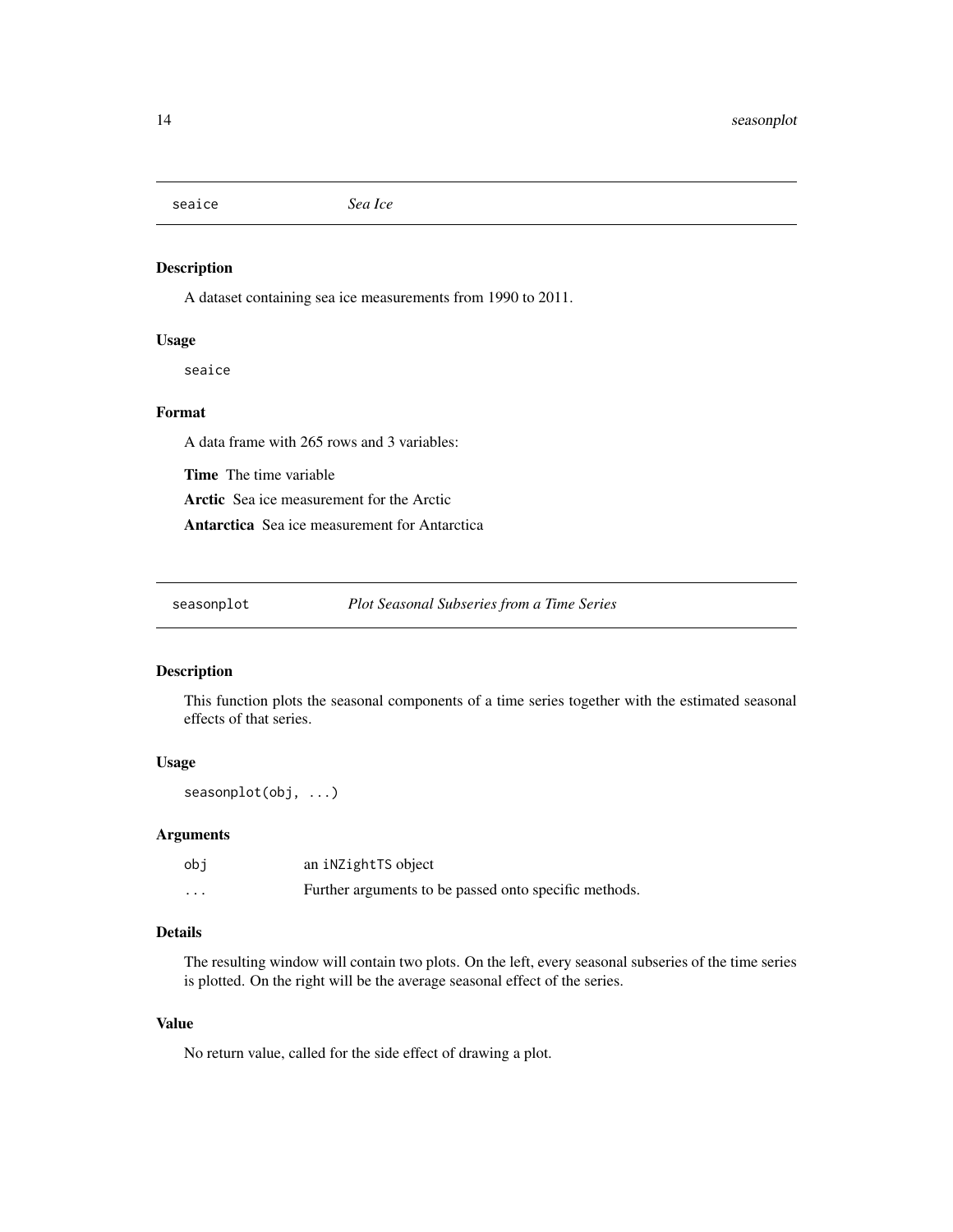## seaice — *Sea Ice*

### Description

A dataset containing sea ice measurements from 1990 to 2011.

### Usage

```
seaice
```

### Format

A data frame with 265 rows and 3 variables:

**Time** The time variable

**Arctic** Sea ice measurement for the Arctic

**Antarctica** Sea ice measurement for Antarctica

## seasonplot — *Plot Seasonal Subseries from a Time Series*

### Description

This function plots the seasonal components of a time series together with the estimated seasonal effects of that series.

### Usage

```
seasonplot(obj, ...)
```

### Arguments

| | |
|---|---|
| `obj` | an `iNZightTS` object |
| `...` | Further arguments to be passed onto specific methods. |

### Details

The resulting window will contain two plots. On the left, every seasonal subseries of the time series is plotted. On the right will be the average seasonal effect of the series.

### Value

No return value, called for the side effect of drawing a plot.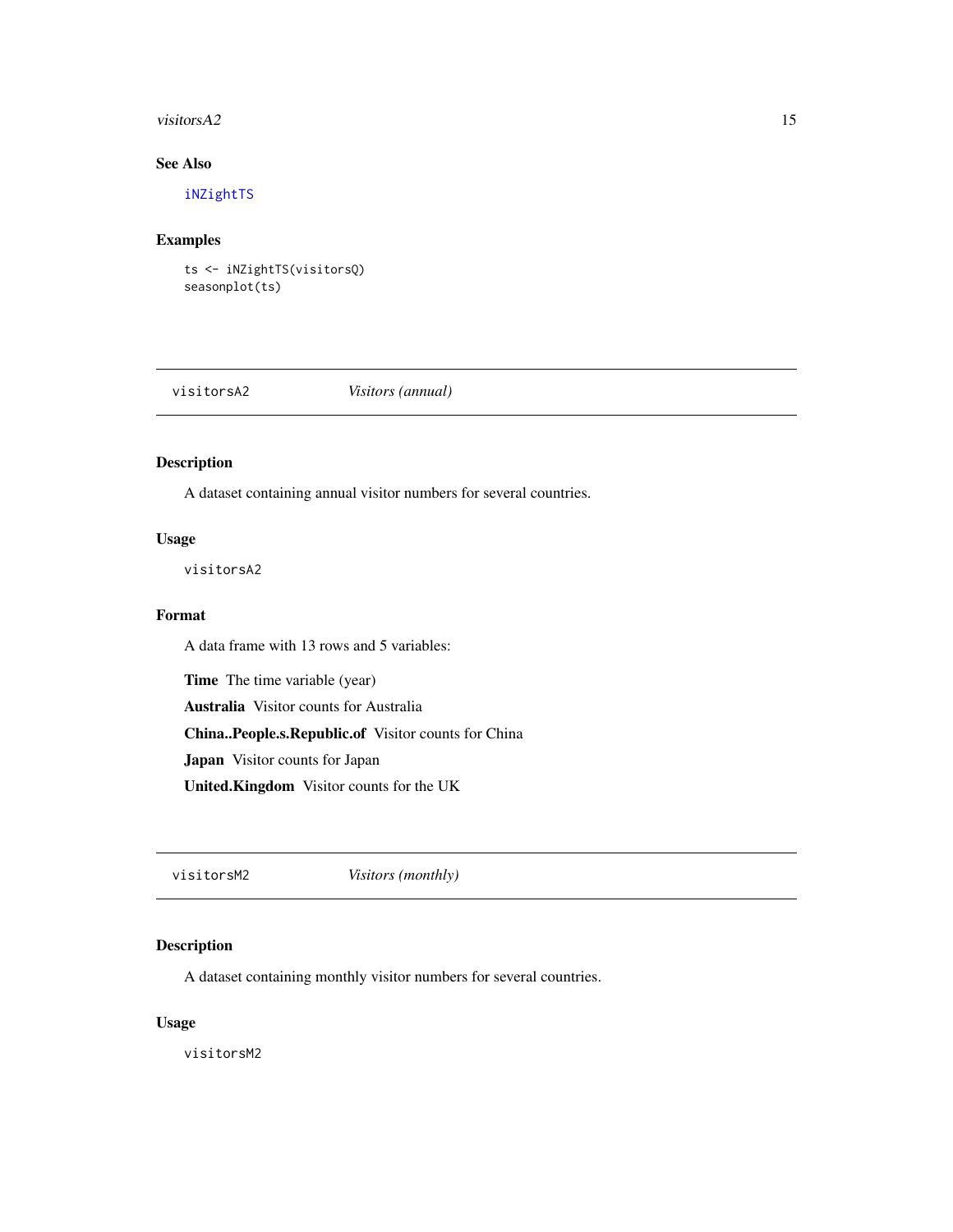### See Also

iNZightTS

### Examples

```
ts <- iNZightTS(visitorsQ)
seasonplot(ts)
```

---

## visitorsA2 *Visitors (annual)*

---

### Description

A dataset containing annual visitor numbers for several countries.

### Usage

```
visitorsA2
```

### Format

A data frame with 13 rows and 5 variables:

**Time** The time variable (year)

**Australia** Visitor counts for Australia

**China..People.s.Republic.of** Visitor counts for China

**Japan** Visitor counts for Japan

**United.Kingdom** Visitor counts for the UK

---

## visitorsM2 *Visitors (monthly)*

---

### Description

A dataset containing monthly visitor numbers for several countries.

### Usage

```
visitorsM2
```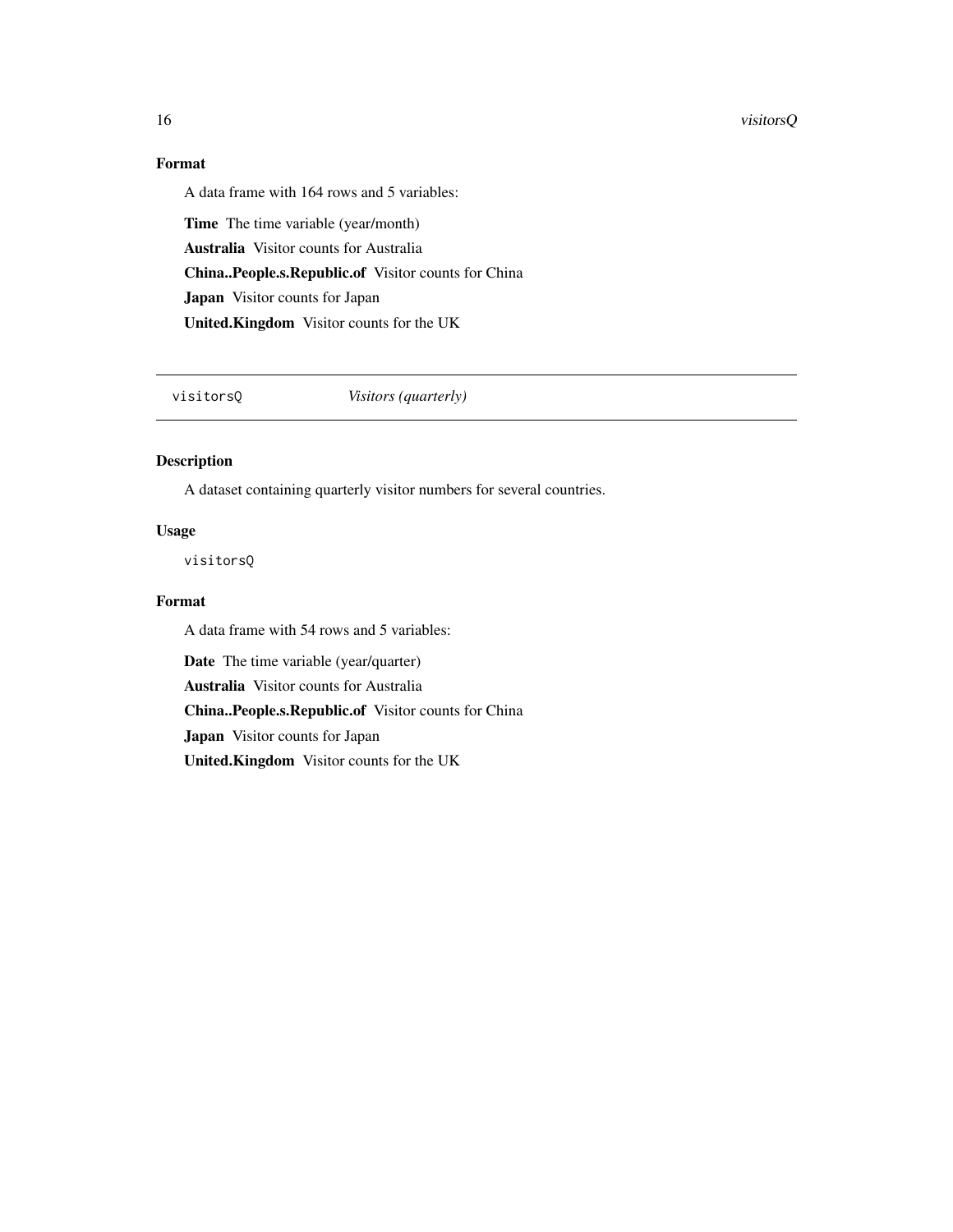### Format

A data frame with 164 rows and 5 variables:

**Time** The time variable (year/month)

**Australia** Visitor counts for Australia

**China..People.s.Republic.of** Visitor counts for China

**Japan** Visitor counts for Japan

**United.Kingdom** Visitor counts for the UK

---

## visitorsQ *Visitors (quarterly)*

---

### Description

A dataset containing quarterly visitor numbers for several countries.

### Usage

```
visitorsQ
```

### Format

A data frame with 54 rows and 5 variables:

**Date** The time variable (year/quarter)

**Australia** Visitor counts for Australia

**China..People.s.Republic.of** Visitor counts for China

**Japan** Visitor counts for Japan

**United.Kingdom** Visitor counts for the UK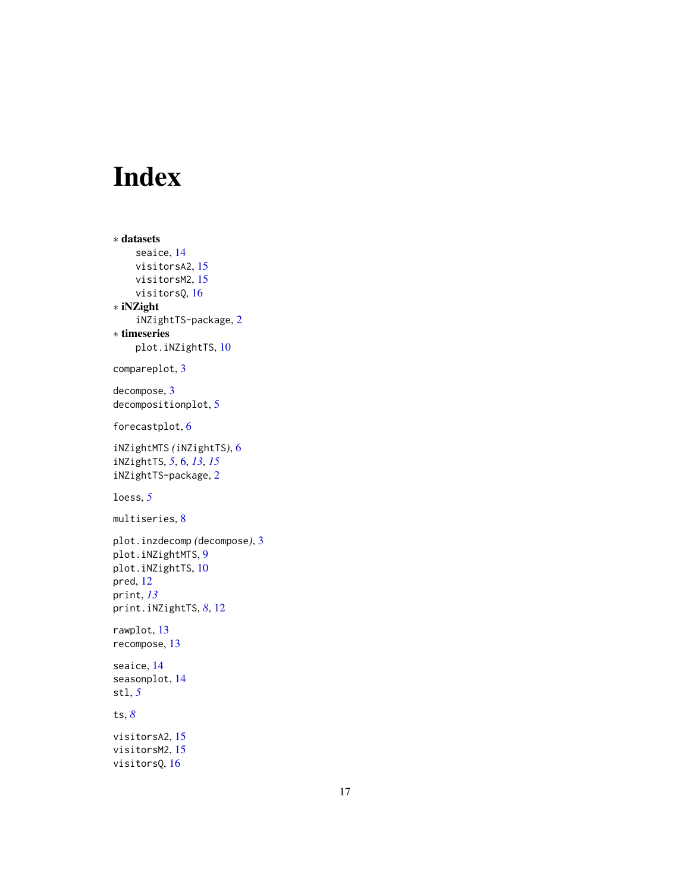# Index

* **datasets**
    - seaice, 14
    - visitorsA2, 15
    - visitorsM2, 15
    - visitorsQ, 16
* **iNZight**
    - iNZightTS-package, 2
* **timeseries**
    - plot.iNZightTS, 10

compareplot, 3

decompose, 3
decompositionplot, 5

forecastplot, 6

iNZightMTS *(*iNZightTS*)*, 6
iNZightTS, *5*, 6, *13*, *15*
iNZightTS-package, 2

loess, *5*

multiseries, 8

plot.inzdecomp *(*decompose*)*, 3
plot.iNZightMTS, 9
plot.iNZightTS, 10
pred, 12
print, *13*
print.iNZightTS, *8*, 12

rawplot, 13
recompose, 13

seaice, 14
seasonplot, 14
stl, *5*

ts, *8*

visitorsA2, 15
visitorsM2, 15
visitorsQ, 16